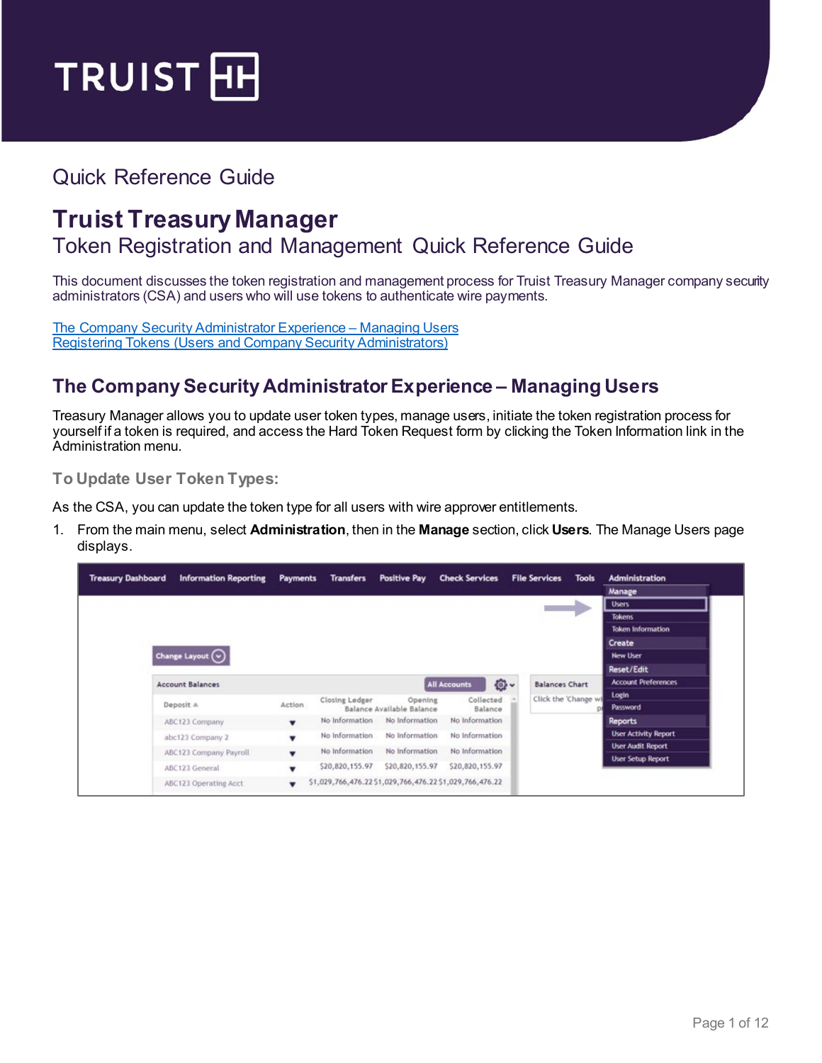# Quick Reference Guide

# Truist Treasury Manager

## Token Registration and Management Quick Reference Guide

This document discusses the token registration and management process for Truist Treasury Manager company security administrators (CSA) and users who will use tokens to authenticate wire payments.

[The Company Security Administrator Experience – Managing Users](#)
[Registering Tokens (Users and Company Security Administrators)](#)

## The Company Security Administrator Experience – Managing Users

Treasury Manager allows you to update user token types, manage users, initiate the token registration process for yourself if a token is required, and access the Hard Token Request form by clicking the Token Information link in the Administration menu.

### To Update User Token Types:

As the CSA, you can update the token type for all users with wire approver entitlements.

1. From the main menu, select **Administration**, then in the **Manage** section, click **Users**. The Manage Users page displays.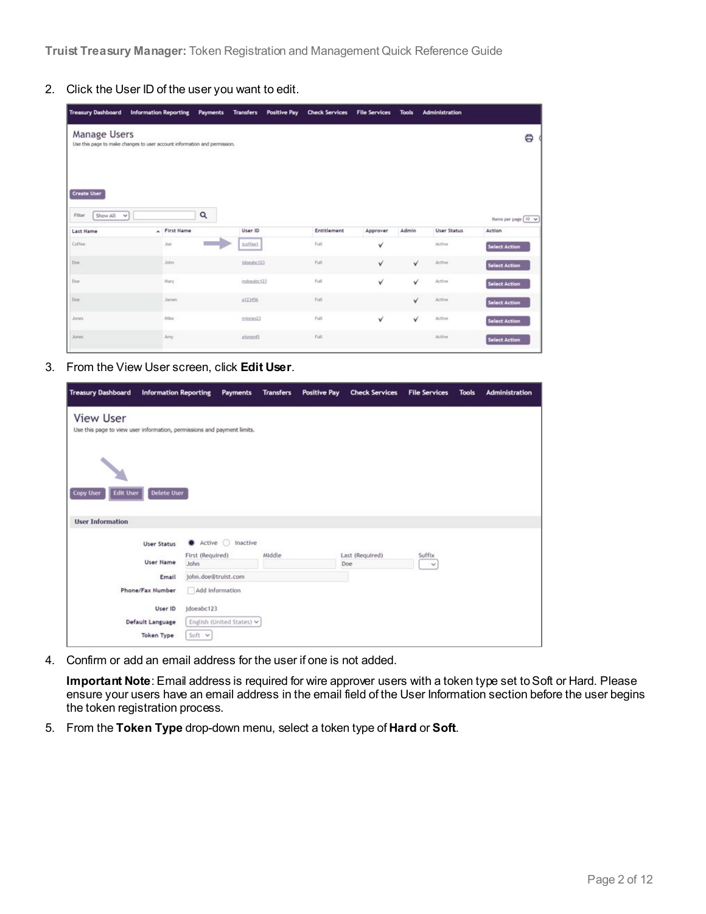2. Click the User ID of the user you want to edit.

3. From the View User screen, click **Edit User**.

4. Confirm or add an email address for the user if one is not added.

   **Important Note**: Email address is required for wire approver users with a token type set to Soft or Hard. Please ensure your users have an email address in the email field of the User Information section before the user begins the token registration process.

5. From the **Token Type** drop-down menu, select a token type of **Hard** or **Soft**.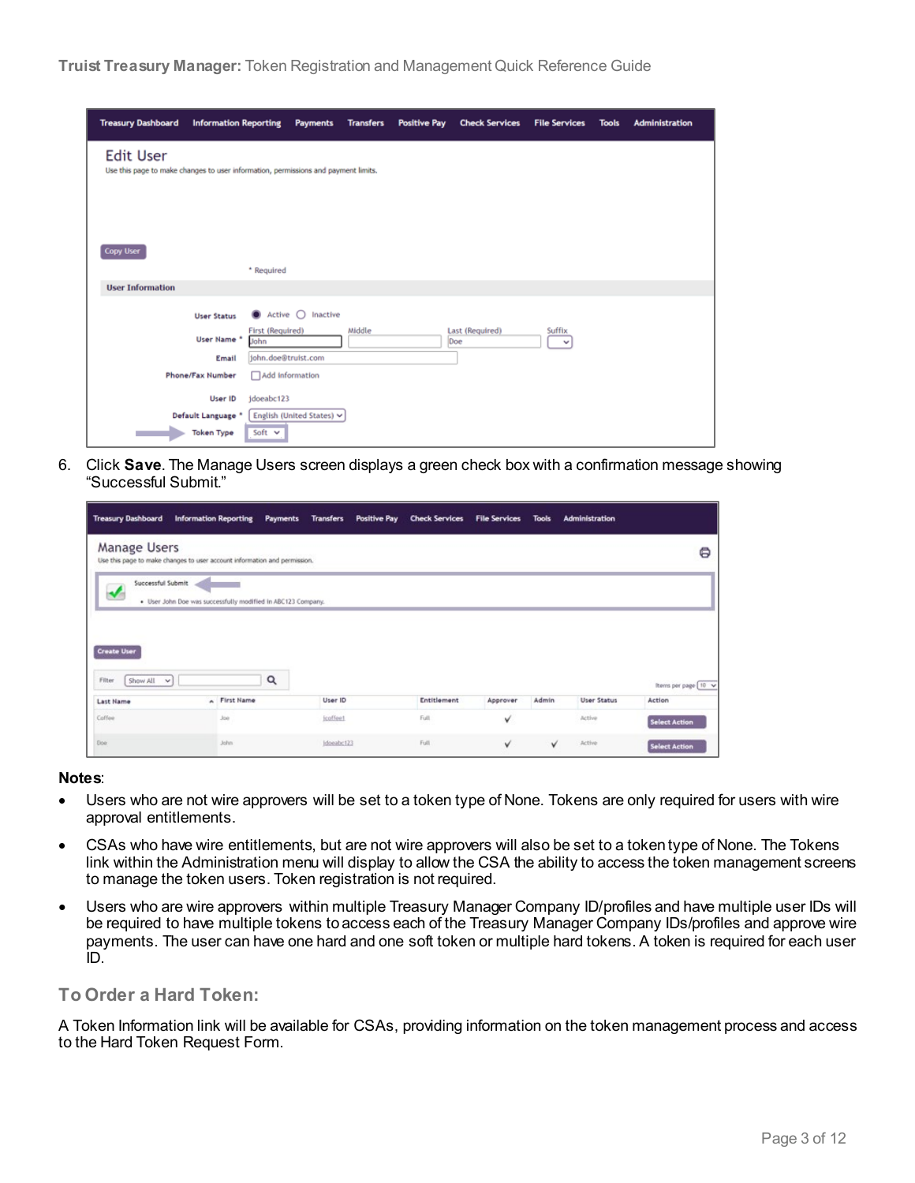6. Click **Save**. The Manage Users screen displays a green check box with a confirmation message showing “Successful Submit.”

**Notes**:

- Users who are not wire approvers will be set to a token type of None. Tokens are only required for users with wire approval entitlements.
- CSAs who have wire entitlements, but are not wire approvers will also be set to a token type of None. The Tokens link within the Administration menu will display to allow the CSA the ability to access the token management screens to manage the token users. Token registration is not required.
- Users who are wire approvers within multiple Treasury Manager Company ID/profiles and have multiple user IDs will be required to have multiple tokens to access each of the Treasury Manager Company IDs/profiles and approve wire payments. The user can have one hard and one soft token or multiple hard tokens. A token is required for each user ID.

## To Order a Hard Token:

A Token Information link will be available for CSAs, providing information on the token management process and access to the Hard Token Request Form.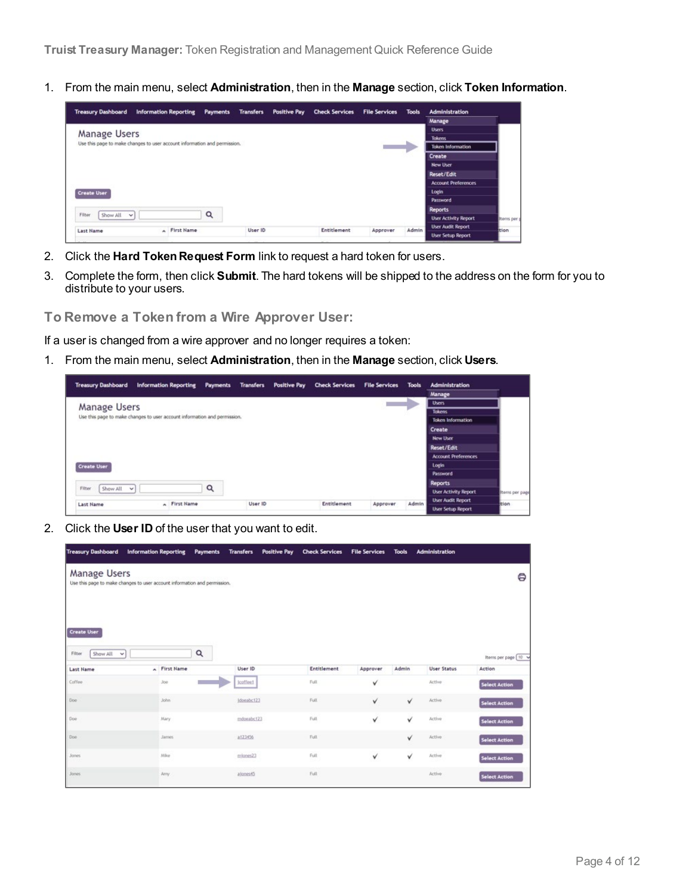1. From the main menu, select **Administration**, then in the **Manage** section, click **Token Information**.

2. Click the **Hard Token Request Form** link to request a hard token for users.
3. Complete the form, then click **Submit**. The hard tokens will be shipped to the address on the form for you to distribute to your users.

### To Remove a Token from a Wire Approver User:

If a user is changed from a wire approver and no longer requires a token:

1. From the main menu, select **Administration**, then in the **Manage** section, click **Users**.

2. Click the **User ID** of the user that you want to edit.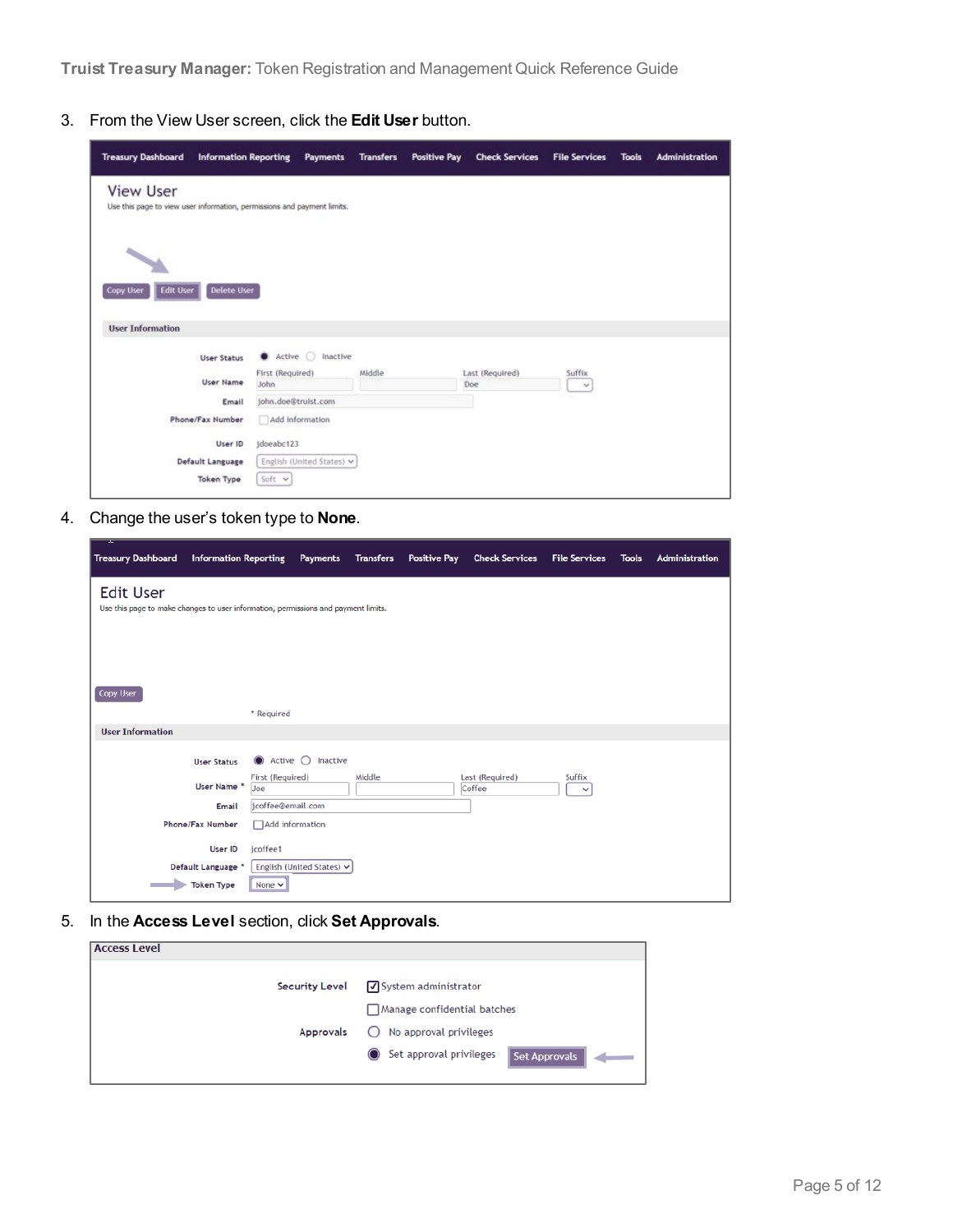3. From the View User screen, click the **Edit User** button.

4. Change the user's token type to **None**.

5. In the **Access Level** section, click **Set Approvals**.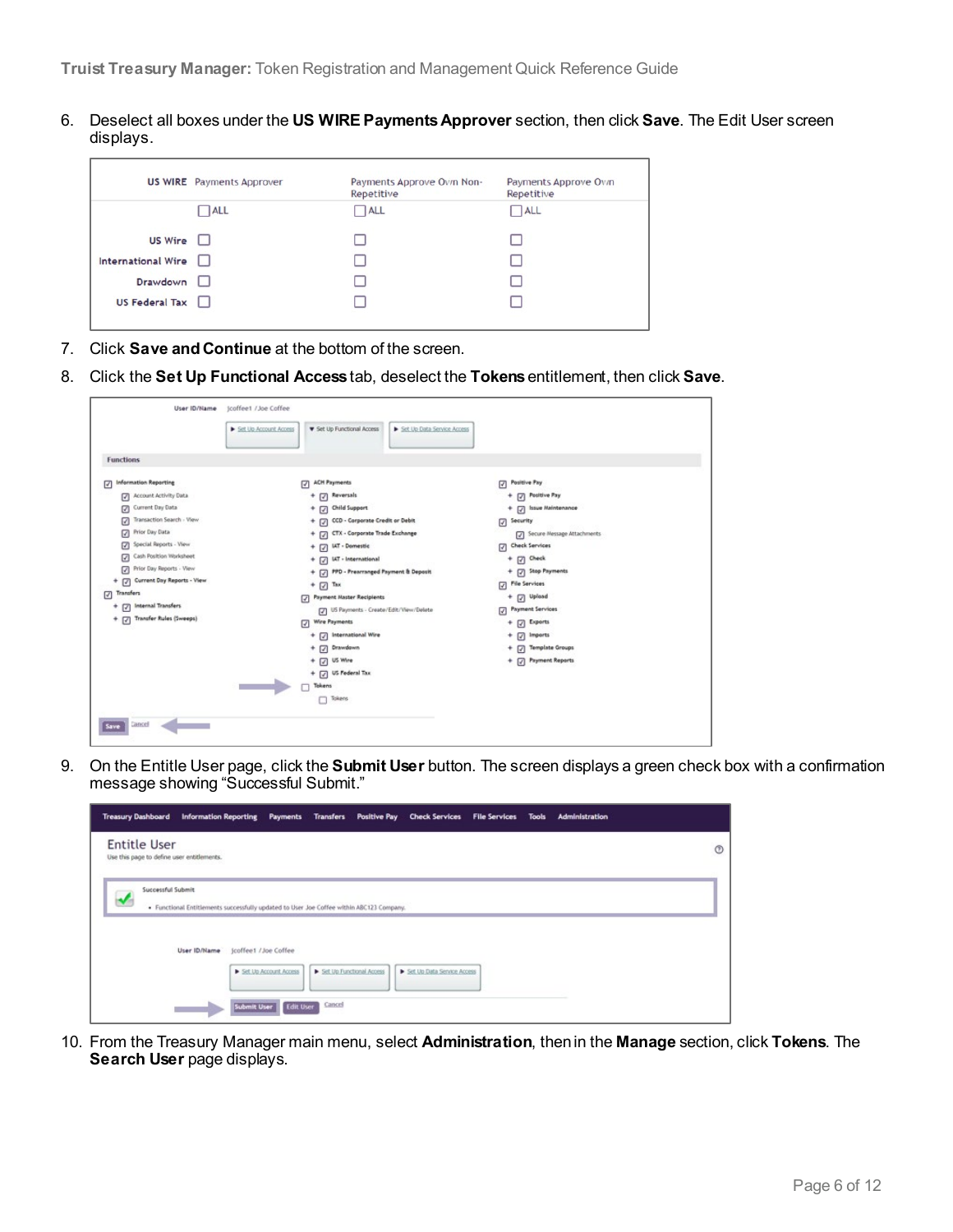6. Deselect all boxes under the **US WIRE Payments Approver** section, then click **Save**. The Edit User screen displays.

| US WIRE | Payments Approver | Payments Approve Own Non-Repetitive | Payments Approve Own Repetitive |
|---|---|---|---|
| | ☐ ALL | ☐ ALL | ☐ ALL |
| US Wire | ☐ | ☐ | ☐ |
| International Wire | ☐ | ☐ | ☐ |
| Drawdown | ☐ | ☐ | ☐ |
| US Federal Tax | ☐ | ☐ | ☐ |

7. Click **Save and Continue** at the bottom of the screen.
8. Click the **Set Up Functional Access** tab, deselect the **Tokens** entitlement, then click **Save**.
9. On the Entitle User page, click the **Submit User** button. The screen displays a green check box with a confirmation message showing "Successful Submit."
10. From the Treasury Manager main menu, select **Administration**, then in the **Manage** section, click **Tokens**. The **Search User** page displays.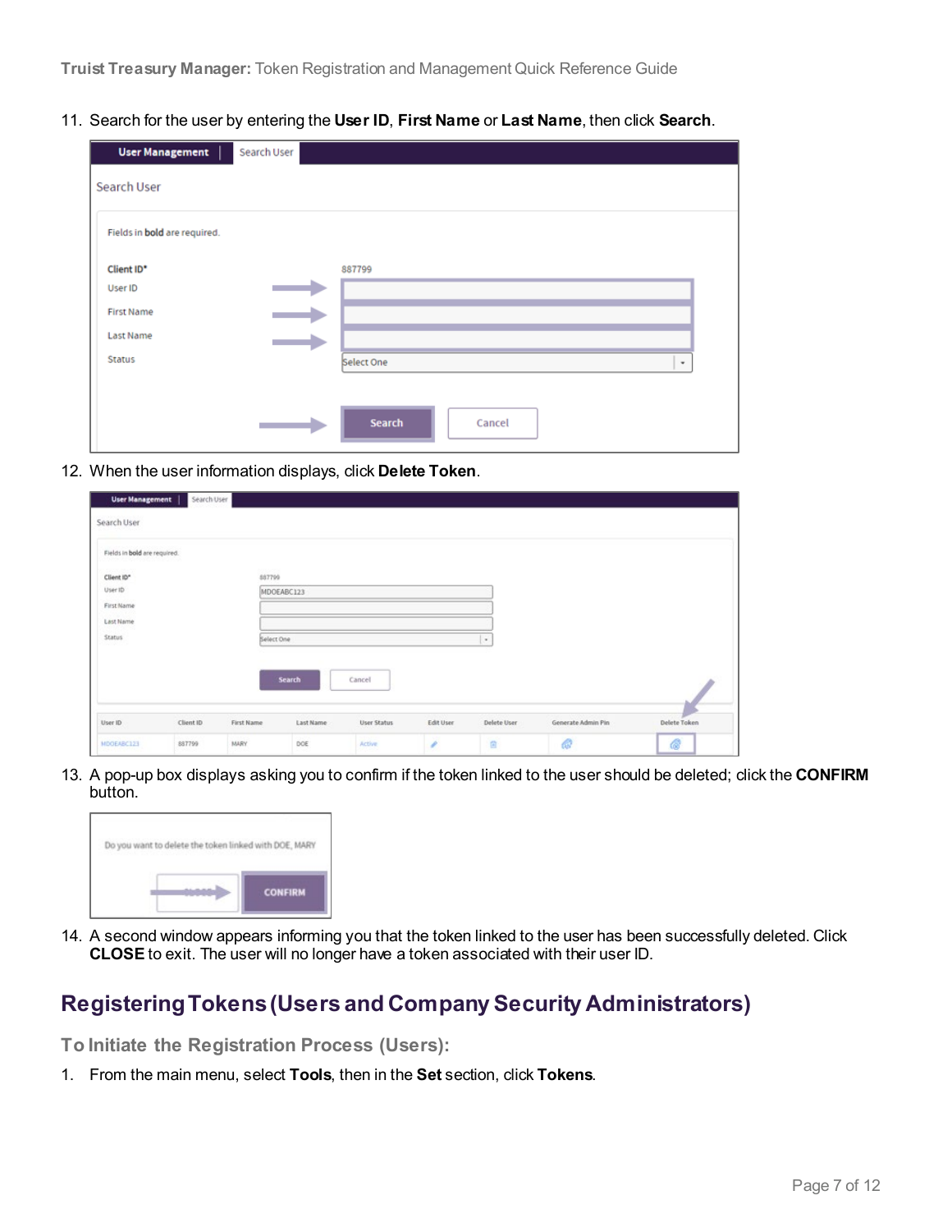11. Search for the user by entering the **User ID**, **First Name** or **Last Name**, then click **Search**.

12. When the user information displays, click **Delete Token**.

13. A pop-up box displays asking you to confirm if the token linked to the user should be deleted; click the **CONFIRM** button.

14. A second window appears informing you that the token linked to the user has been successfully deleted. Click **CLOSE** to exit. The user will no longer have a token associated with their user ID.

## Registering Tokens (Users and Company Security Administrators)

### To Initiate the Registration Process (Users):

1. From the main menu, select **Tools**, then in the **Set** section, click **Tokens**.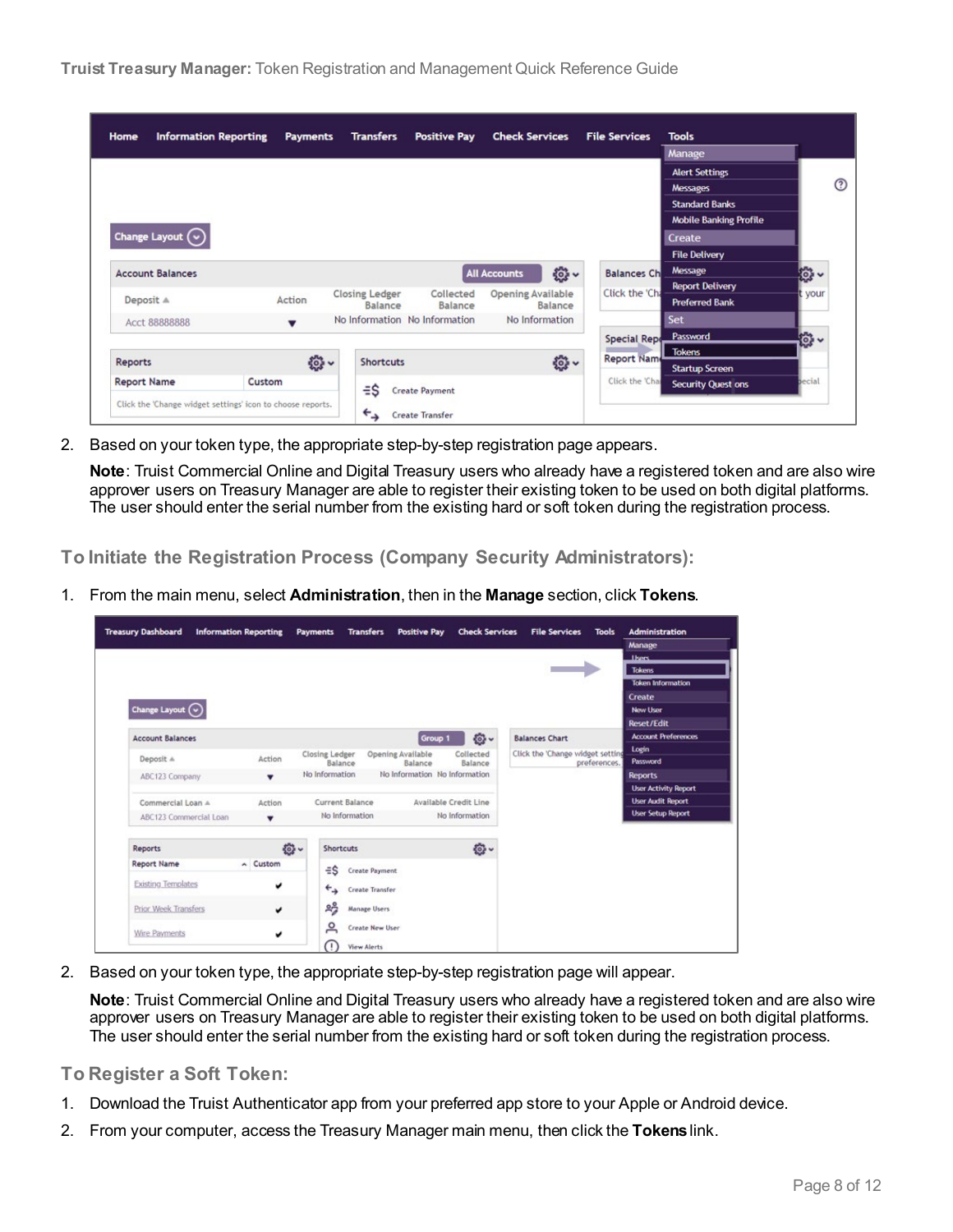2. Based on your token type, the appropriate step-by-step registration page appears.

   **Note**: Truist Commercial Online and Digital Treasury users who already have a registered token and are also wire approver users on Treasury Manager are able to register their existing token to be used on both digital platforms. The user should enter the serial number from the existing hard or soft token during the registration process.

## To Initiate the Registration Process (Company Security Administrators):

1. From the main menu, select **Administration**, then in the **Manage** section, click **Tokens**.

2. Based on your token type, the appropriate step-by-step registration page will appear.

   **Note**: Truist Commercial Online and Digital Treasury users who already have a registered token and are also wire approver users on Treasury Manager are able to register their existing token to be used on both digital platforms. The user should enter the serial number from the existing hard or soft token during the registration process.

## To Register a Soft Token:

1. Download the Truist Authenticator app from your preferred app store to your Apple or Android device.
2. From your computer, access the Treasury Manager main menu, then click the **Tokens** link.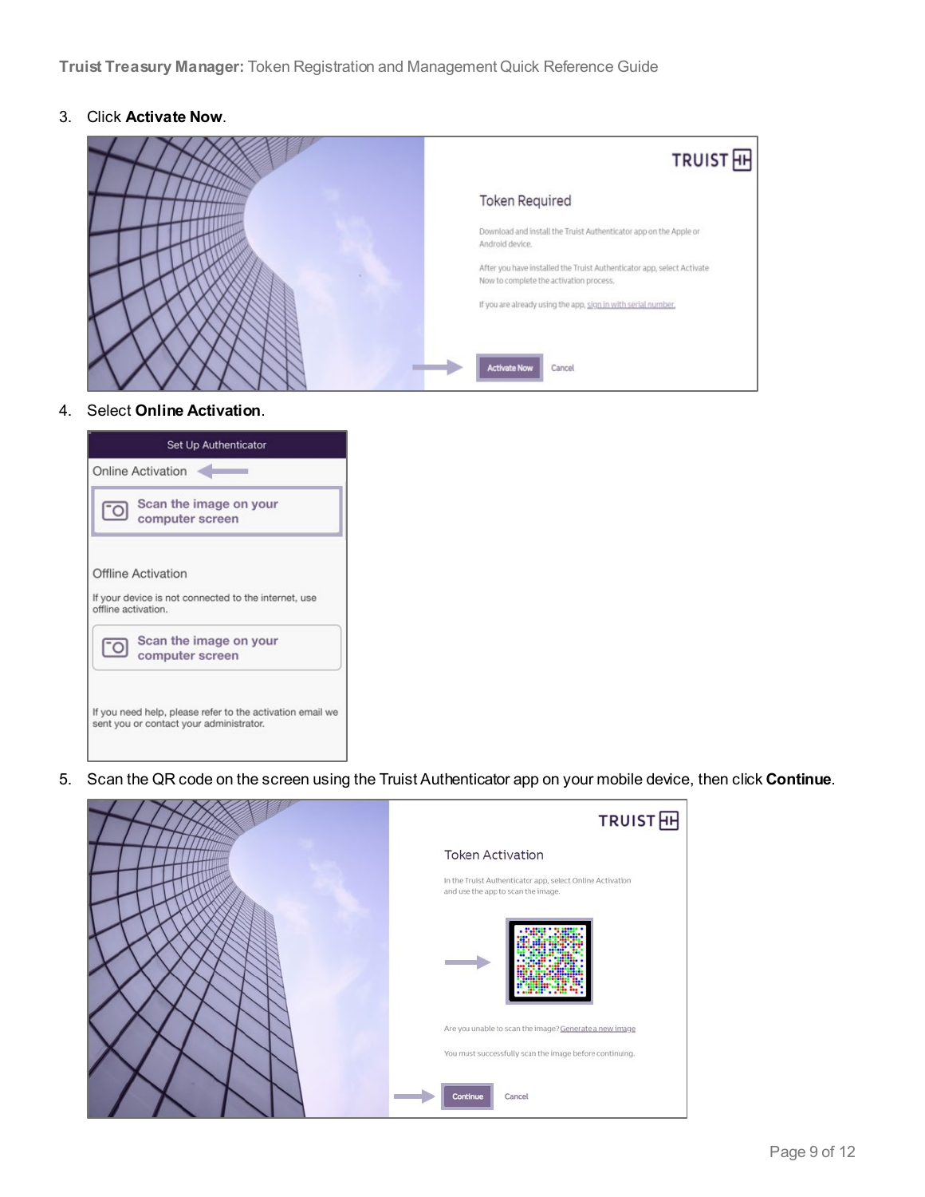3. Click **Activate Now**.

4. Select **Online Activation**.

5. Scan the QR code on the screen using the Truist Authenticator app on your mobile device, then click **Continue**.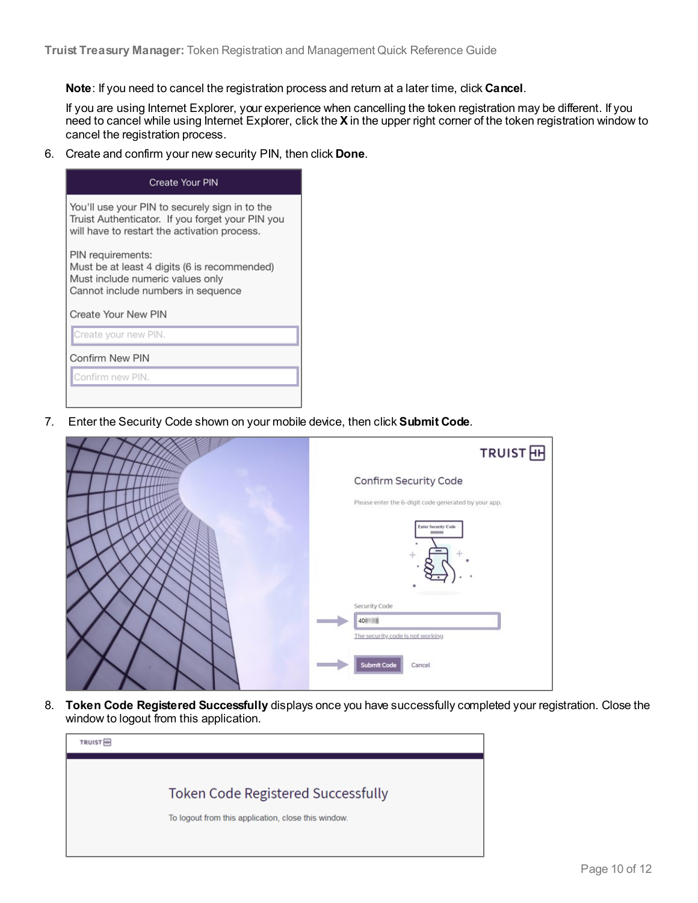**Note**: If you need to cancel the registration process and return at a later time, click **Cancel**.

If you are using Internet Explorer, your experience when cancelling the token registration may be different. If you need to cancel while using Internet Explorer, click the **X** in the upper right corner of the token registration window to cancel the registration process.

6. Create and confirm your new security PIN, then click **Done**.

Create Your PIN

You'll use your PIN to securely sign in to the Truist Authenticator. If you forget your PIN you will have to restart the activation process.

PIN requirements:
Must be at least 4 digits (6 is recommended)
Must include numeric values only
Cannot include numbers in sequence

Create Your New PIN

Confirm New PIN

7. Enter the Security Code shown on your mobile device, then click **Submit Code**.

Confirm Security Code

Please enter the 6-digit code generated by your app.

Security Code

The security code is not working

Submit Code Cancel

8. **Token Code Registered Successfully** displays once you have successfully completed your registration. Close the window to logout from this application.

Token Code Registered Successfully

To logout from this application, close this window.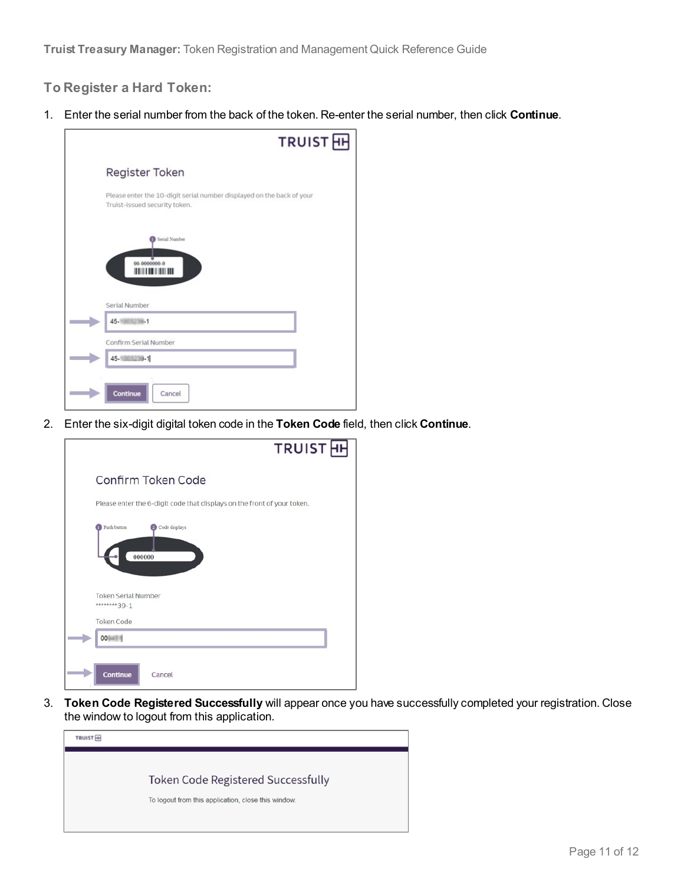## To Register a Hard Token:

1. Enter the serial number from the back of the token. Re-enter the serial number, then click **Continue**.

2. Enter the six-digit digital token code in the **Token Code** field, then click **Continue**.

3. **Token Code Registered Successfully** will appear once you have successfully completed your registration. Close the window to logout from this application.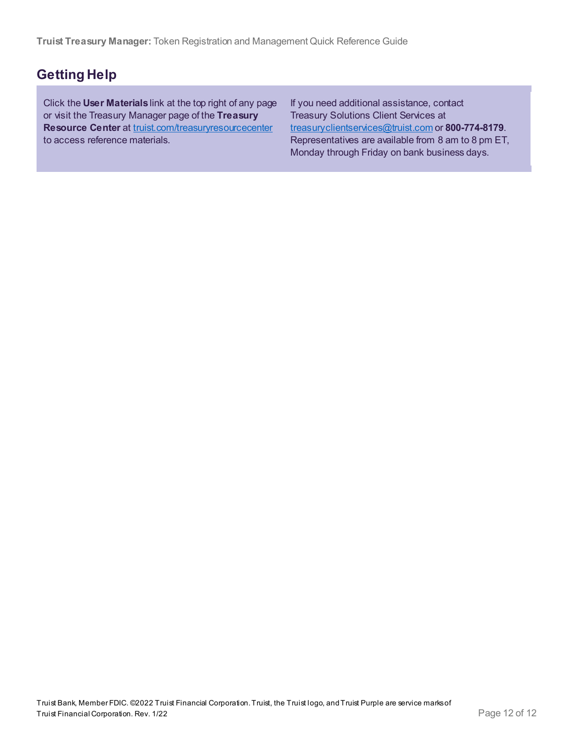## Getting Help

Click the **User Materials** link at the top right of any page or visit the Treasury Manager page of the **Treasury Resource Center** at truist.com/treasuryresourcecenter to access reference materials.

If you need additional assistance, contact Treasury Solutions Client Services at treasuryclientservices@truist.com or **800-774-8179**. Representatives are available from 8 am to 8 pm ET, Monday through Friday on bank business days.

Truist Bank, Member FDIC. ©2022 Truist Financial Corporation. Truist, the Truist logo, and Truist Purple are service marks of Truist Financial Corporation. Rev. 1/22